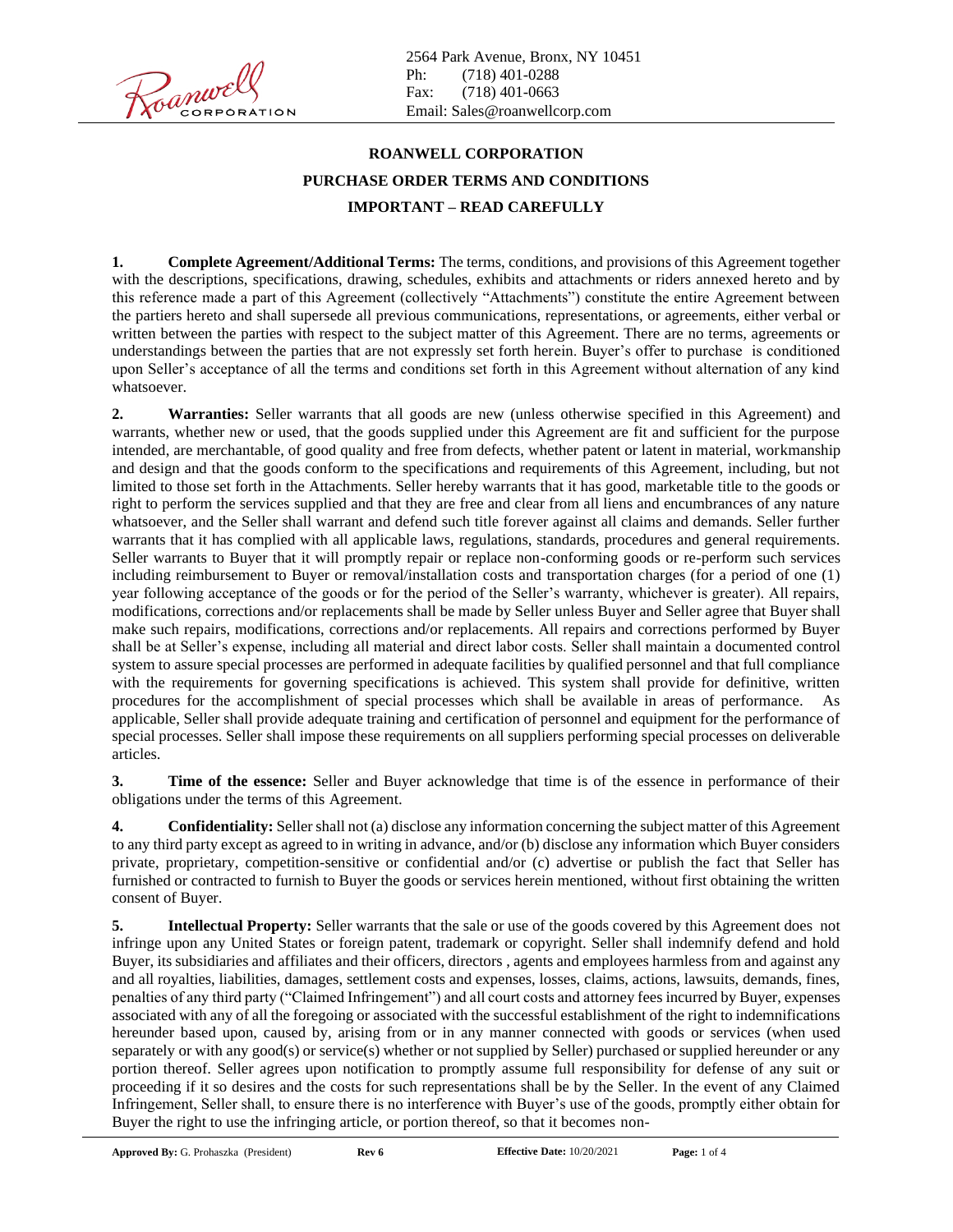2564 Park Avenue, Bronx, NY 10451
Ph: (718) 401-0288
Fax: (718) 401-0663
Email: Sales@roanwellcorp.com

# ROANWELL CORPORATION

## PURCHASE ORDER TERMS AND CONDITIONS

## IMPORTANT – READ CAREFULLY

**1. Complete Agreement/Additional Terms:** The terms, conditions, and provisions of this Agreement together with the descriptions, specifications, drawing, schedules, exhibits and attachments or riders annexed hereto and by this reference made a part of this Agreement (collectively "Attachments") constitute the entire Agreement between the partiers hereto and shall supersede all previous communications, representations, or agreements, either verbal or written between the parties with respect to the subject matter of this Agreement. There are no terms, agreements or understandings between the parties that are not expressly set forth herein. Buyer's offer to purchase is conditioned upon Seller's acceptance of all the terms and conditions set forth in this Agreement without alternation of any kind whatsoever.

**2. Warranties:** Seller warrants that all goods are new (unless otherwise specified in this Agreement) and warrants, whether new or used, that the goods supplied under this Agreement are fit and sufficient for the purpose intended, are merchantable, of good quality and free from defects, whether patent or latent in material, workmanship and design and that the goods conform to the specifications and requirements of this Agreement, including, but not limited to those set forth in the Attachments. Seller hereby warrants that it has good, marketable title to the goods or right to perform the services supplied and that they are free and clear from all liens and encumbrances of any nature whatsoever, and the Seller shall warrant and defend such title forever against all claims and demands. Seller further warrants that it has complied with all applicable laws, regulations, standards, procedures and general requirements. Seller warrants to Buyer that it will promptly repair or replace non-conforming goods or re-perform such services including reimbursement to Buyer or removal/installation costs and transportation charges (for a period of one (1) year following acceptance of the goods or for the period of the Seller's warranty, whichever is greater). All repairs, modifications, corrections and/or replacements shall be made by Seller unless Buyer and Seller agree that Buyer shall make such repairs, modifications, corrections and/or replacements. All repairs and corrections performed by Buyer shall be at Seller's expense, including all material and direct labor costs. Seller shall maintain a documented control system to assure special processes are performed in adequate facilities by qualified personnel and that full compliance with the requirements for governing specifications is achieved. This system shall provide for definitive, written procedures for the accomplishment of special processes which shall be available in areas of performance. As applicable, Seller shall provide adequate training and certification of personnel and equipment for the performance of special processes. Seller shall impose these requirements on all suppliers performing special processes on deliverable articles.

**3. Time of the essence:** Seller and Buyer acknowledge that time is of the essence in performance of their obligations under the terms of this Agreement.

**4. Confidentiality:** Seller shall not (a) disclose any information concerning the subject matter of this Agreement to any third party except as agreed to in writing in advance, and/or (b) disclose any information which Buyer considers private, proprietary, competition-sensitive or confidential and/or (c) advertise or publish the fact that Seller has furnished or contracted to furnish to Buyer the goods or services herein mentioned, without first obtaining the written consent of Buyer.

**5. Intellectual Property:** Seller warrants that the sale or use of the goods covered by this Agreement does not infringe upon any United States or foreign patent, trademark or copyright. Seller shall indemnify defend and hold Buyer, its subsidiaries and affiliates and their officers, directors , agents and employees harmless from and against any and all royalties, liabilities, damages, settlement costs and expenses, losses, claims, actions, lawsuits, demands, fines, penalties of any third party ("Claimed Infringement") and all court costs and attorney fees incurred by Buyer, expenses associated with any of all the foregoing or associated with the successful establishment of the right to indemnifications hereunder based upon, caused by, arising from or in any manner connected with goods or services (when used separately or with any good(s) or service(s) whether or not supplied by Seller) purchased or supplied hereunder or any portion thereof. Seller agrees upon notification to promptly assume full responsibility for defense of any suit or proceeding if it so desires and the costs for such representations shall be by the Seller. In the event of any Claimed Infringement, Seller shall, to ensure there is no interference with Buyer's use of the goods, promptly either obtain for Buyer the right to use the infringing article, or portion thereof, so that it becomes non-

**Approved By:** G. Prohaszka (President) **Rev 6** **Effective Date:** 10/20/2021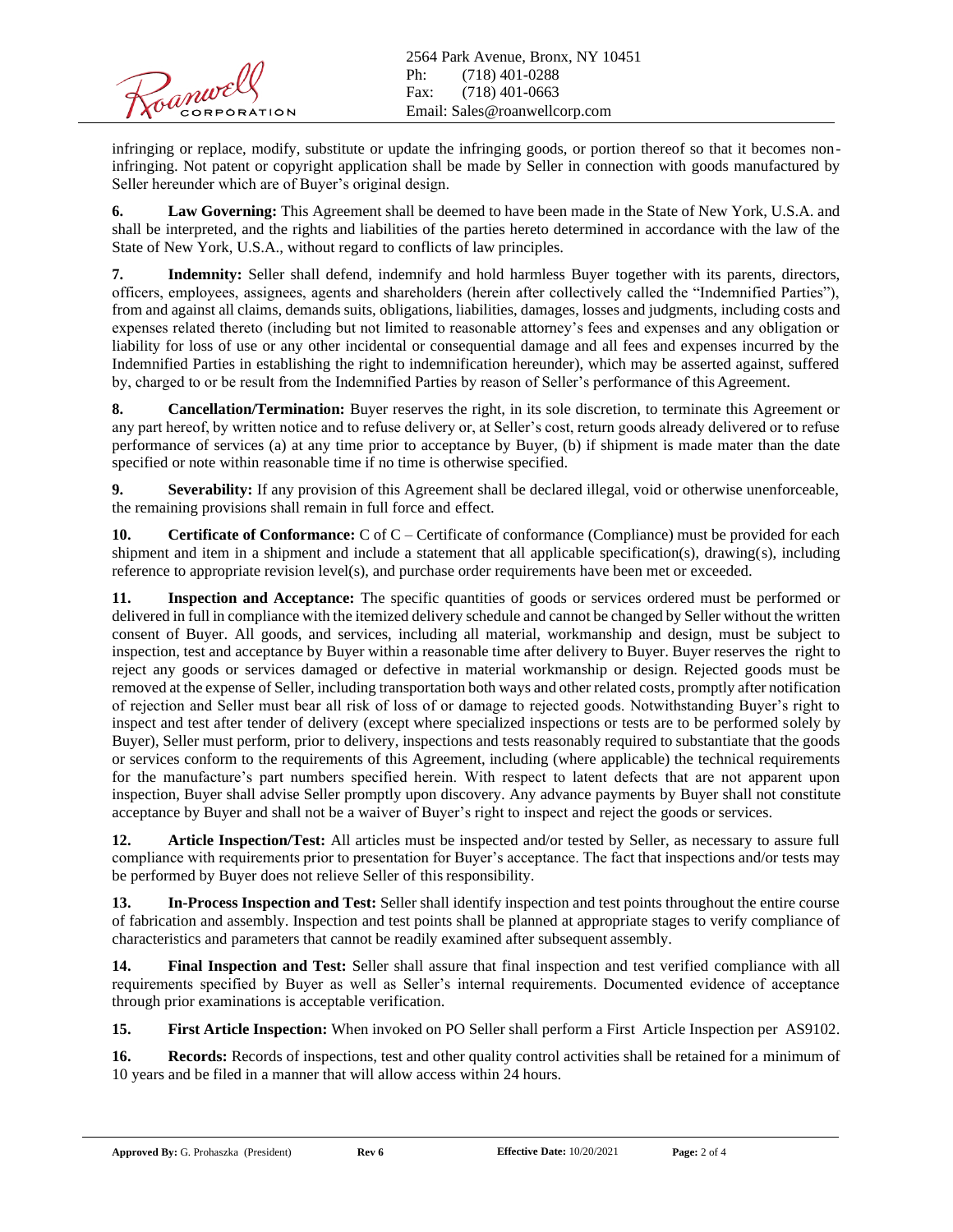infringing or replace, modify, substitute or update the infringing goods, or portion thereof so that it becomes non-infringing. Not patent or copyright application shall be made by Seller in connection with goods manufactured by Seller hereunder which are of Buyer's original design.

**6. Law Governing:** This Agreement shall be deemed to have been made in the State of New York, U.S.A. and shall be interpreted, and the rights and liabilities of the parties hereto determined in accordance with the law of the State of New York, U.S.A., without regard to conflicts of law principles.

**7. Indemnity:** Seller shall defend, indemnify and hold harmless Buyer together with its parents, directors, officers, employees, assignees, agents and shareholders (herein after collectively called the "Indemnified Parties"), from and against all claims, demands suits, obligations, liabilities, damages, losses and judgments, including costs and expenses related thereto (including but not limited to reasonable attorney's fees and expenses and any obligation or liability for loss of use or any other incidental or consequential damage and all fees and expenses incurred by the Indemnified Parties in establishing the right to indemnification hereunder), which may be asserted against, suffered by, charged to or be result from the Indemnified Parties by reason of Seller's performance of this Agreement.

**8. Cancellation/Termination:** Buyer reserves the right, in its sole discretion, to terminate this Agreement or any part hereof, by written notice and to refuse delivery or, at Seller's cost, return goods already delivered or to refuse performance of services (a) at any time prior to acceptance by Buyer, (b) if shipment is made mater than the date specified or note within reasonable time if no time is otherwise specified.

**9. Severability:** If any provision of this Agreement shall be declared illegal, void or otherwise unenforceable, the remaining provisions shall remain in full force and effect.

**10. Certificate of Conformance:** C of C – Certificate of conformance (Compliance) must be provided for each shipment and item in a shipment and include a statement that all applicable specification(s), drawing(s), including reference to appropriate revision level(s), and purchase order requirements have been met or exceeded.

**11. Inspection and Acceptance:** The specific quantities of goods or services ordered must be performed or delivered in full in compliance with the itemized delivery schedule and cannot be changed by Seller without the written consent of Buyer. All goods, and services, including all material, workmanship and design, must be subject to inspection, test and acceptance by Buyer within a reasonable time after delivery to Buyer. Buyer reserves the right to reject any goods or services damaged or defective in material workmanship or design. Rejected goods must be removed at the expense of Seller, including transportation both ways and other related costs, promptly after notification of rejection and Seller must bear all risk of loss of or damage to rejected goods. Notwithstanding Buyer's right to inspect and test after tender of delivery (except where specialized inspections or tests are to be performed solely by Buyer), Seller must perform, prior to delivery, inspections and tests reasonably required to substantiate that the goods or services conform to the requirements of this Agreement, including (where applicable) the technical requirements for the manufacture's part numbers specified herein. With respect to latent defects that are not apparent upon inspection, Buyer shall advise Seller promptly upon discovery. Any advance payments by Buyer shall not constitute acceptance by Buyer and shall not be a waiver of Buyer's right to inspect and reject the goods or services.

**12. Article Inspection/Test:** All articles must be inspected and/or tested by Seller, as necessary to assure full compliance with requirements prior to presentation for Buyer's acceptance. The fact that inspections and/or tests may be performed by Buyer does not relieve Seller of this responsibility.

**13. In-Process Inspection and Test:** Seller shall identify inspection and test points throughout the entire course of fabrication and assembly. Inspection and test points shall be planned at appropriate stages to verify compliance of characteristics and parameters that cannot be readily examined after subsequent assembly.

**14. Final Inspection and Test:** Seller shall assure that final inspection and test verified compliance with all requirements specified by Buyer as well as Seller's internal requirements. Documented evidence of acceptance through prior examinations is acceptable verification.

**15. First Article Inspection:** When invoked on PO Seller shall perform a First Article Inspection per AS9102.

**16. Records:** Records of inspections, test and other quality control activities shall be retained for a minimum of 10 years and be filed in a manner that will allow access within 24 hours.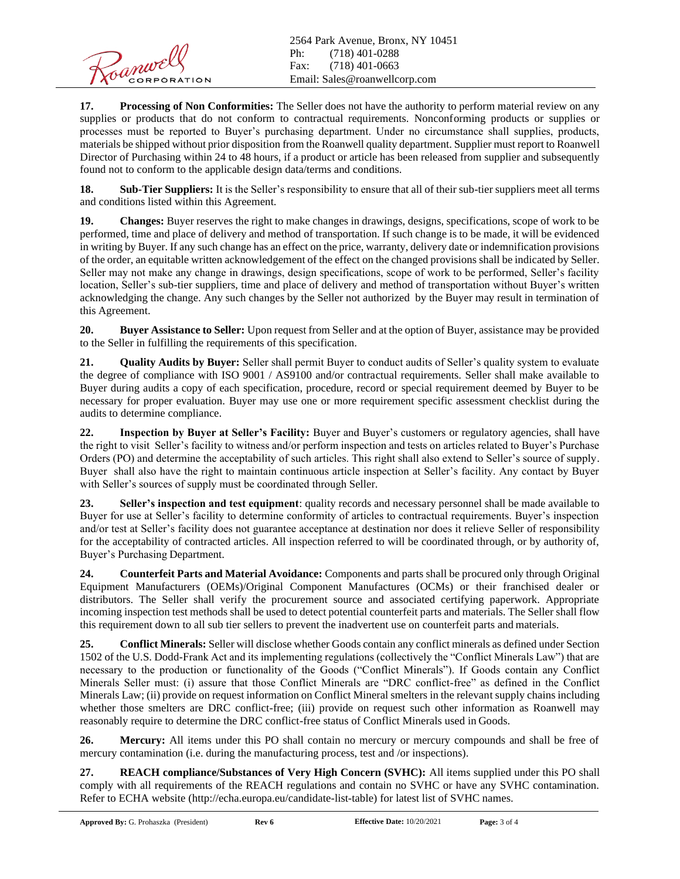**17. Processing of Non Conformities:** The Seller does not have the authority to perform material review on any supplies or products that do not conform to contractual requirements. Nonconforming products or supplies or processes must be reported to Buyer's purchasing department. Under no circumstance shall supplies, products, materials be shipped without prior disposition from the Roanwell quality department. Supplier must report to Roanwell Director of Purchasing within 24 to 48 hours, if a product or article has been released from supplier and subsequently found not to conform to the applicable design data/terms and conditions.

**18. Sub-Tier Suppliers:** It is the Seller's responsibility to ensure that all of their sub-tier suppliers meet all terms and conditions listed within this Agreement.

**19. Changes:** Buyer reserves the right to make changes in drawings, designs, specifications, scope of work to be performed, time and place of delivery and method of transportation. If such change is to be made, it will be evidenced in writing by Buyer. If any such change has an effect on the price, warranty, delivery date or indemnification provisions of the order, an equitable written acknowledgement of the effect on the changed provisions shall be indicated by Seller. Seller may not make any change in drawings, design specifications, scope of work to be performed, Seller's facility location, Seller's sub-tier suppliers, time and place of delivery and method of transportation without Buyer's written acknowledging the change. Any such changes by the Seller not authorized by the Buyer may result in termination of this Agreement.

**20. Buyer Assistance to Seller:** Upon request from Seller and at the option of Buyer, assistance may be provided to the Seller in fulfilling the requirements of this specification.

**21. Quality Audits by Buyer:** Seller shall permit Buyer to conduct audits of Seller's quality system to evaluate the degree of compliance with ISO 9001 / AS9100 and/or contractual requirements. Seller shall make available to Buyer during audits a copy of each specification, procedure, record or special requirement deemed by Buyer to be necessary for proper evaluation. Buyer may use one or more requirement specific assessment checklist during the audits to determine compliance.

**22. Inspection by Buyer at Seller's Facility:** Buyer and Buyer's customers or regulatory agencies, shall have the right to visit Seller's facility to witness and/or perform inspection and tests on articles related to Buyer's Purchase Orders (PO) and determine the acceptability of such articles. This right shall also extend to Seller's source of supply. Buyer shall also have the right to maintain continuous article inspection at Seller's facility. Any contact by Buyer with Seller's sources of supply must be coordinated through Seller.

**23. Seller's inspection and test equipment**: quality records and necessary personnel shall be made available to Buyer for use at Seller's facility to determine conformity of articles to contractual requirements. Buyer's inspection and/or test at Seller's facility does not guarantee acceptance at destination nor does it relieve Seller of responsibility for the acceptability of contracted articles. All inspection referred to will be coordinated through, or by authority of, Buyer's Purchasing Department.

**24. Counterfeit Parts and Material Avoidance:** Components and parts shall be procured only through Original Equipment Manufacturers (OEMs)/Original Component Manufactures (OCMs) or their franchised dealer or distributors. The Seller shall verify the procurement source and associated certifying paperwork. Appropriate incoming inspection test methods shall be used to detect potential counterfeit parts and materials. The Seller shall flow this requirement down to all sub tier sellers to prevent the inadvertent use on counterfeit parts and materials.

**25. Conflict Minerals:** Seller will disclose whether Goods contain any conflict minerals as defined under Section 1502 of the U.S. Dodd-Frank Act and its implementing regulations (collectively the "Conflict Minerals Law") that are necessary to the production or functionality of the Goods ("Conflict Minerals"). If Goods contain any Conflict Minerals Seller must: (i) assure that those Conflict Minerals are "DRC conflict-free" as defined in the Conflict Minerals Law; (ii) provide on request information on Conflict Mineral smelters in the relevant supply chains including whether those smelters are DRC conflict-free; (iii) provide on request such other information as Roanwell may reasonably require to determine the DRC conflict-free status of Conflict Minerals used in Goods.

**26. Mercury:** All items under this PO shall contain no mercury or mercury compounds and shall be free of mercury contamination (i.e. during the manufacturing process, test and /or inspections).

**27. REACH compliance/Substances of Very High Concern (SVHC):** All items supplied under this PO shall comply with all requirements of the REACH regulations and contain no SVHC or have any SVHC contamination. Refer to ECHA website (http://echa.europa.eu/candidate-list-table) for latest list of SVHC names.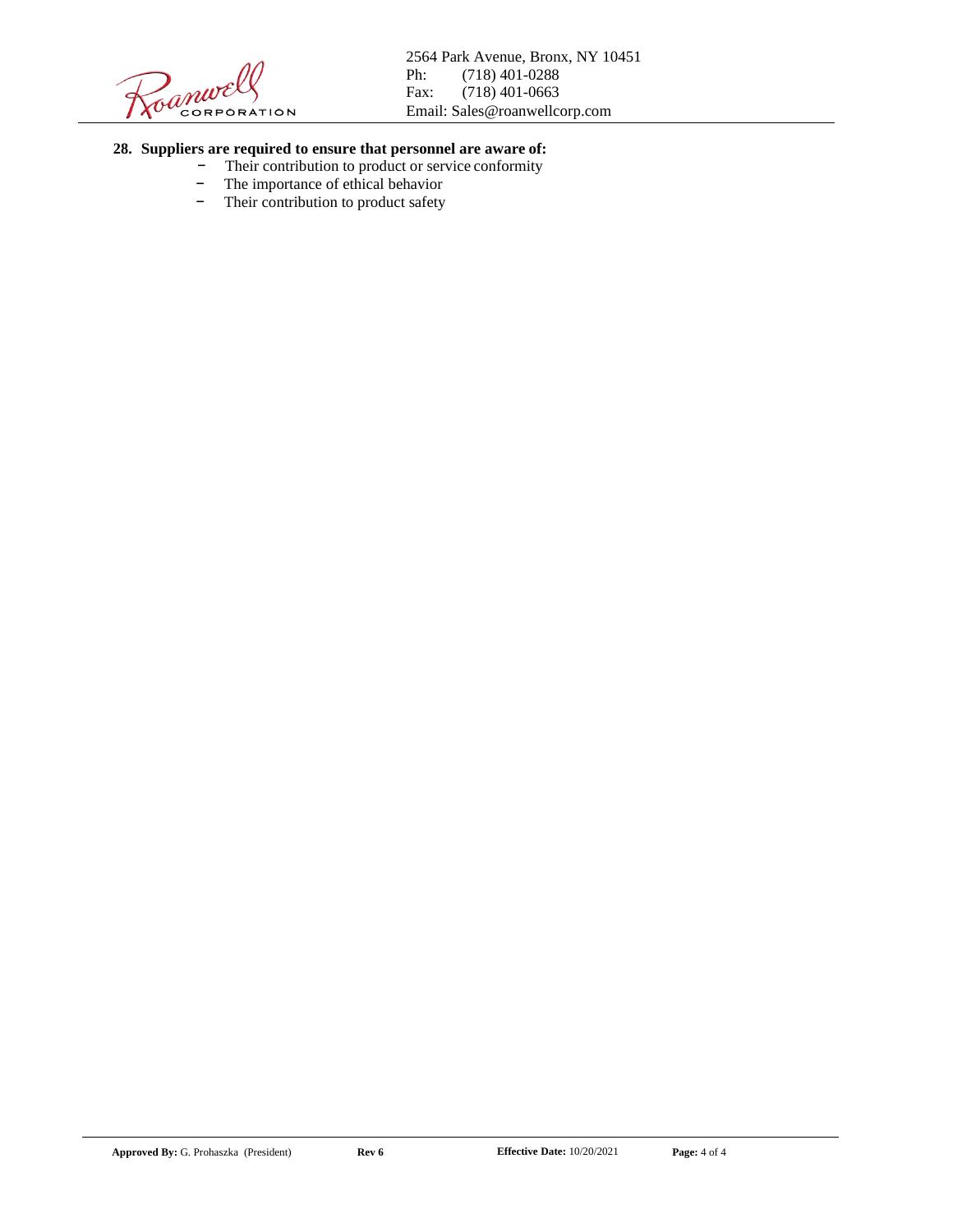**28. Suppliers are required to ensure that personnel are aware of:**

- Their contribution to product or service conformity
- The importance of ethical behavior
- Their contribution to product safety